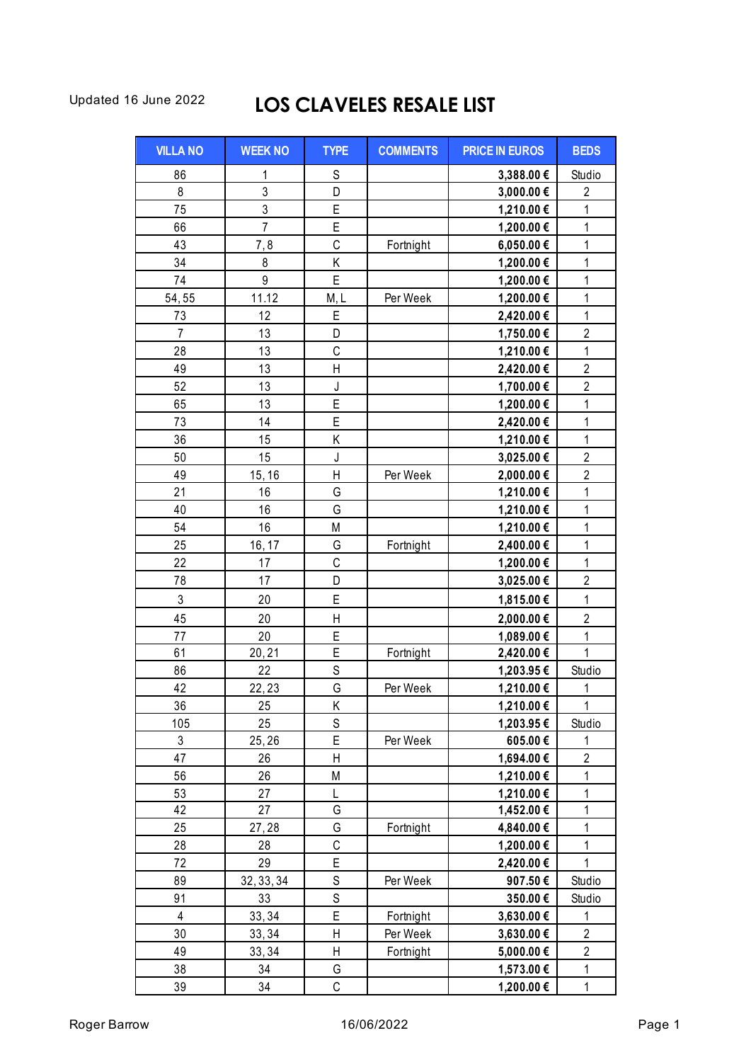Updated 16 June 2022

# LOS CLAVELES RESALE LIST

| VILLA NO | WEEK NO | TYPE | COMMENTS | PRICE IN EUROS | BEDS |
|---|---|---|---|---|---|
| 86 | 1 | S | | **3,388.00 €** | Studio |
| 8 | 3 | D | | **3,000.00 €** | 2 |
| 75 | 3 | E | | **1,210.00 €** | 1 |
| 66 | 7 | E | | **1,200.00 €** | 1 |
| 43 | 7, 8 | C | Fortnight | **6,050.00 €** | 1 |
| 34 | 8 | K | | **1,200.00 €** | 1 |
| 74 | 9 | E | | **1,200.00 €** | 1 |
| 54, 55 | 11.12 | M, L | Per Week | **1,200.00 €** | 1 |
| 73 | 12 | E | | **2,420.00 €** | 1 |
| 7 | 13 | D | | **1,750.00 €** | 2 |
| 28 | 13 | C | | **1,210.00 €** | 1 |
| 49 | 13 | H | | **2,420.00 €** | 2 |
| 52 | 13 | J | | **1,700.00 €** | 2 |
| 65 | 13 | E | | **1,200.00 €** | 1 |
| 73 | 14 | E | | **2,420.00 €** | 1 |
| 36 | 15 | K | | **1,210.00 €** | 1 |
| 50 | 15 | J | | **3,025.00 €** | 2 |
| 49 | 15, 16 | H | Per Week | **2,000.00 €** | 2 |
| 21 | 16 | G | | **1,210.00 €** | 1 |
| 40 | 16 | G | | **1,210.00 €** | 1 |
| 54 | 16 | M | | **1,210.00 €** | 1 |
| 25 | 16, 17 | G | Fortnight | **2,400.00 €** | 1 |
| 22 | 17 | C | | **1,200.00 €** | 1 |
| 78 | 17 | D | | **3,025.00 €** | 2 |
| 3 | 20 | E | | **1,815.00 €** | 1 |
| 45 | 20 | H | | **2,000.00 €** | 2 |
| 77 | 20 | E | | **1,089.00 €** | 1 |
| 61 | 20, 21 | E | Fortnight | **2,420.00 €** | 1 |
| 86 | 22 | S | | **1,203.95 €** | Studio |
| 42 | 22, 23 | G | Per Week | **1,210.00 €** | 1 |
| 36 | 25 | K | | **1,210.00 €** | 1 |
| 105 | 25 | S | | **1,203.95 €** | Studio |
| 3 | 25, 26 | E | Per Week | **605.00 €** | 1 |
| 47 | 26 | H | | **1,694.00 €** | 2 |
| 56 | 26 | M | | **1,210.00 €** | 1 |
| 53 | 27 | L | | **1,210.00 €** | 1 |
| 42 | 27 | G | | **1,452.00 €** | 1 |
| 25 | 27, 28 | G | Fortnight | **4,840.00 €** | 1 |
| 28 | 28 | C | | **1,200.00 €** | 1 |
| 72 | 29 | E | | **2,420.00 €** | 1 |
| 89 | 32, 33, 34 | S | Per Week | **907.50 €** | Studio |
| 91 | 33 | S | | **350.00 €** | Studio |
| 4 | 33, 34 | E | Fortnight | **3,630.00 €** | 1 |
| 30 | 33, 34 | H | Per Week | **3,630.00 €** | 2 |
| 49 | 33, 34 | H | Fortnight | **5,000.00 €** | 2 |
| 38 | 34 | G | | **1,573.00 €** | 1 |
| 39 | 34 | C | | **1,200.00 €** | 1 |

Roger Barrow 16/06/2022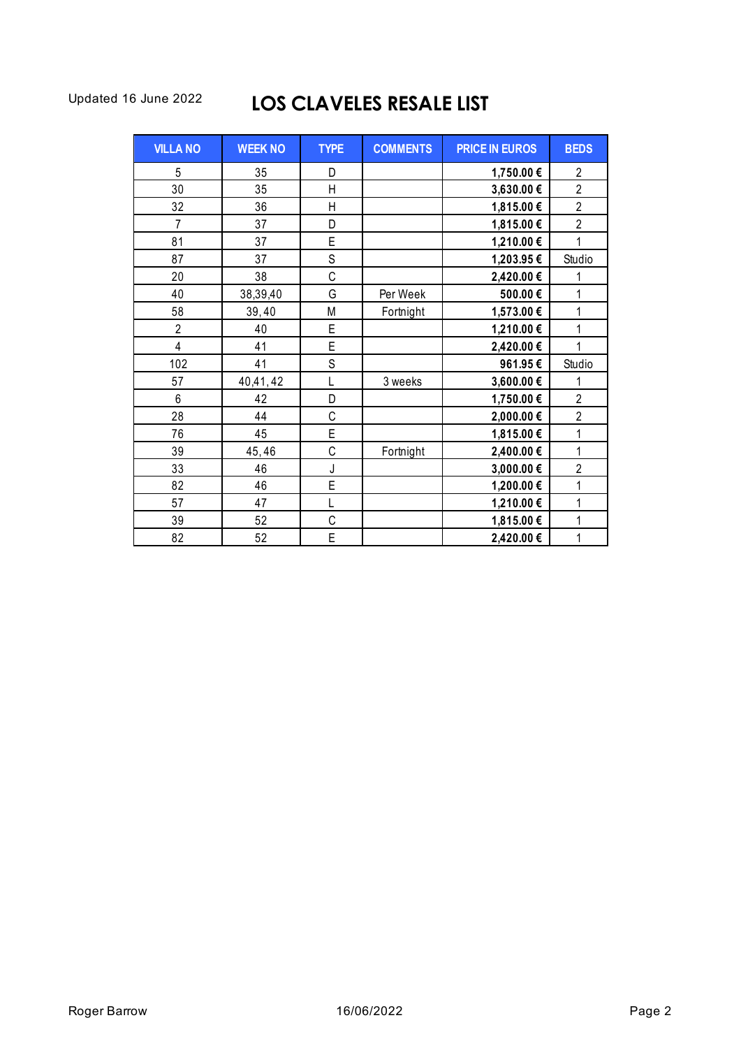Updated 16 June 2022

# LOS CLAVELES RESALE LIST

| VILLA NO | WEEK NO | TYPE | COMMENTS | PRICE IN EUROS | BEDS |
|---|---|---|---|---|---|
| 5 | 35 | D | | **1,750.00 €** | 2 |
| 30 | 35 | H | | **3,630.00 €** | 2 |
| 32 | 36 | H | | **1,815.00 €** | 2 |
| 7 | 37 | D | | **1,815.00 €** | 2 |
| 81 | 37 | E | | **1,210.00 €** | 1 |
| 87 | 37 | S | | **1,203.95 €** | Studio |
| 20 | 38 | C | | **2,420.00 €** | 1 |
| 40 | 38,39,40 | G | Per Week | **500.00 €** | 1 |
| 58 | 39, 40 | M | Fortnight | **1,573.00 €** | 1 |
| 2 | 40 | E | | **1,210.00 €** | 1 |
| 4 | 41 | E | | **2,420.00 €** | 1 |
| 102 | 41 | S | | **961.95 €** | Studio |
| 57 | 40,41, 42 | L | 3 weeks | **3,600.00 €** | 1 |
| 6 | 42 | D | | **1,750.00 €** | 2 |
| 28 | 44 | C | | **2,000.00 €** | 2 |
| 76 | 45 | E | | **1,815.00 €** | 1 |
| 39 | 45, 46 | C | Fortnight | **2,400.00 €** | 1 |
| 33 | 46 | J | | **3,000.00 €** | 2 |
| 82 | 46 | E | | **1,200.00 €** | 1 |
| 57 | 47 | L | | **1,210.00 €** | 1 |
| 39 | 52 | C | | **1,815.00 €** | 1 |
| 82 | 52 | E | | **2,420.00 €** | 1 |

Roger Barrow 16/06/2022